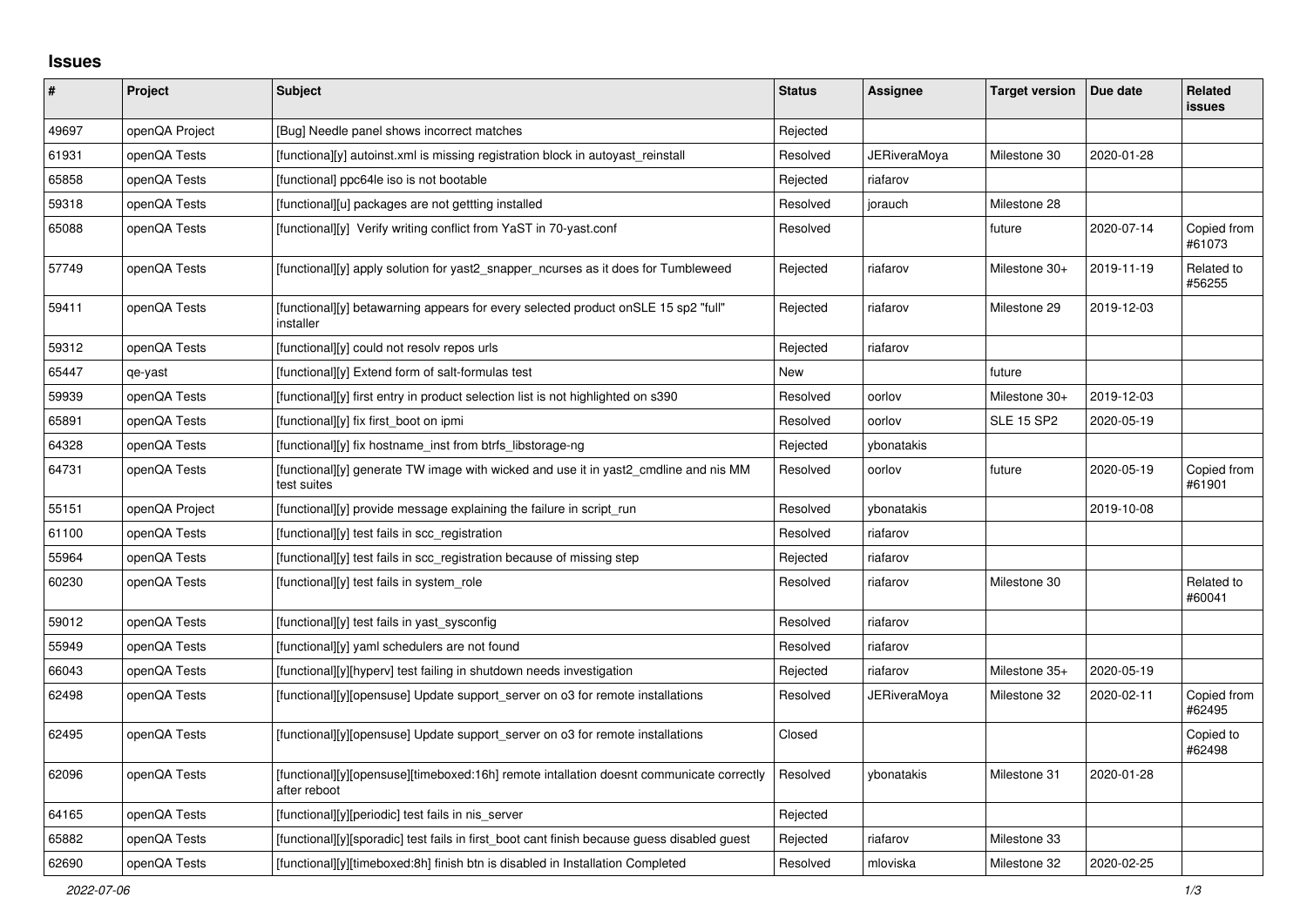# Issues

| # | Project | Subject | Status | Assignee | Target version | Due date | Related issues |
|---|---|---|---|---|---|---|---|
| 49697 | openQA Project | [Bug] Needle panel shows incorrect matches | Rejected | | | | |
| 61931 | openQA Tests | [functional][y] autoinst.xml is missing registration block in autoyast_reinstall | Resolved | JERiveraMoya | Milestone 30 | 2020-01-28 | |
| 65858 | openQA Tests | [functional] ppc64le iso is not bootable | Rejected | riafarov | | | |
| 59318 | openQA Tests | [functional][u] packages are not gettting installed | Resolved | jorauch | Milestone 28 | | |
| 65088 | openQA Tests | [functional][y] Verify writing conflict from YaST in 70-yast.conf | Resolved | | future | 2020-07-14 | Copied from #61073 |
| 57749 | openQA Tests | [functional][y] apply solution for yast2_snapper_ncurses as it does for Tumbleweed | Rejected | riafarov | Milestone 30+ | 2019-11-19 | Related to #56255 |
| 59411 | openQA Tests | [functional][y] betawarning appears for every selected product onSLE 15 sp2 "full" installer | Rejected | riafarov | Milestone 29 | 2019-12-03 | |
| 59312 | openQA Tests | [functional][y] could not resolv repos urls | Rejected | riafarov | | | |
| 65447 | qe-yast | [functional][y] Extend form of salt-formulas test | New | | future | | |
| 59939 | openQA Tests | [functional][y] first entry in product selection list is not highlighted on s390 | Resolved | oorlov | Milestone 30+ | 2019-12-03 | |
| 65891 | openQA Tests | [functional][y] fix first_boot on ipmi | Resolved | oorlov | SLE 15 SP2 | 2020-05-19 | |
| 64328 | openQA Tests | [functional][y] fix hostname_inst from btrfs_libstorage-ng | Rejected | ybonatakis | | | |
| 64731 | openQA Tests | [functional][y] generate TW image with wicked and use it in yast2_cmdline and nis MM test suites | Resolved | oorlov | future | 2020-05-19 | Copied from #61901 |
| 55151 | openQA Project | [functional][y] provide message explaining the failure in script_run | Resolved | ybonatakis | | 2019-10-08 | |
| 61100 | openQA Tests | [functional][y] test fails in scc_registration | Resolved | riafarov | | | |
| 55964 | openQA Tests | [functional][y] test fails in scc_registration because of missing step | Rejected | riafarov | | | |
| 60230 | openQA Tests | [functional][y] test fails in system_role | Resolved | riafarov | Milestone 30 | | Related to #60041 |
| 59012 | openQA Tests | [functional][y] test fails in yast_sysconfig | Resolved | riafarov | | | |
| 55949 | openQA Tests | [functional][y] yaml schedulers are not found | Resolved | riafarov | | | |
| 66043 | openQA Tests | [functional][y][hyperv] test failing in shutdown needs investigation | Rejected | riafarov | Milestone 35+ | 2020-05-19 | |
| 62498 | openQA Tests | [functional][y][opensuse] Update support_server on o3 for remote installations | Resolved | JERiveraMoya | Milestone 32 | 2020-02-11 | Copied from #62495 |
| 62495 | openQA Tests | [functional][y][opensuse] Update support_server on o3 for remote installations | Closed | | | | Copied to #62498 |
| 62096 | openQA Tests | [functional][y][opensuse][timeboxed:16h] remote intallation doesnt communicate correctly after reboot | Resolved | ybonatakis | Milestone 31 | 2020-01-28 | |
| 64165 | openQA Tests | [functional][y][periodic] test fails in nis_server | Rejected | | | | |
| 65882 | openQA Tests | [functional][y][sporadic] test fails in first_boot cant finish because guess disabled guest | Rejected | riafarov | Milestone 33 | | |
| 62690 | openQA Tests | [functional][y][timeboxed:8h] finish btn is disabled in Installation Completed | Resolved | mloviska | Milestone 32 | 2020-02-25 | |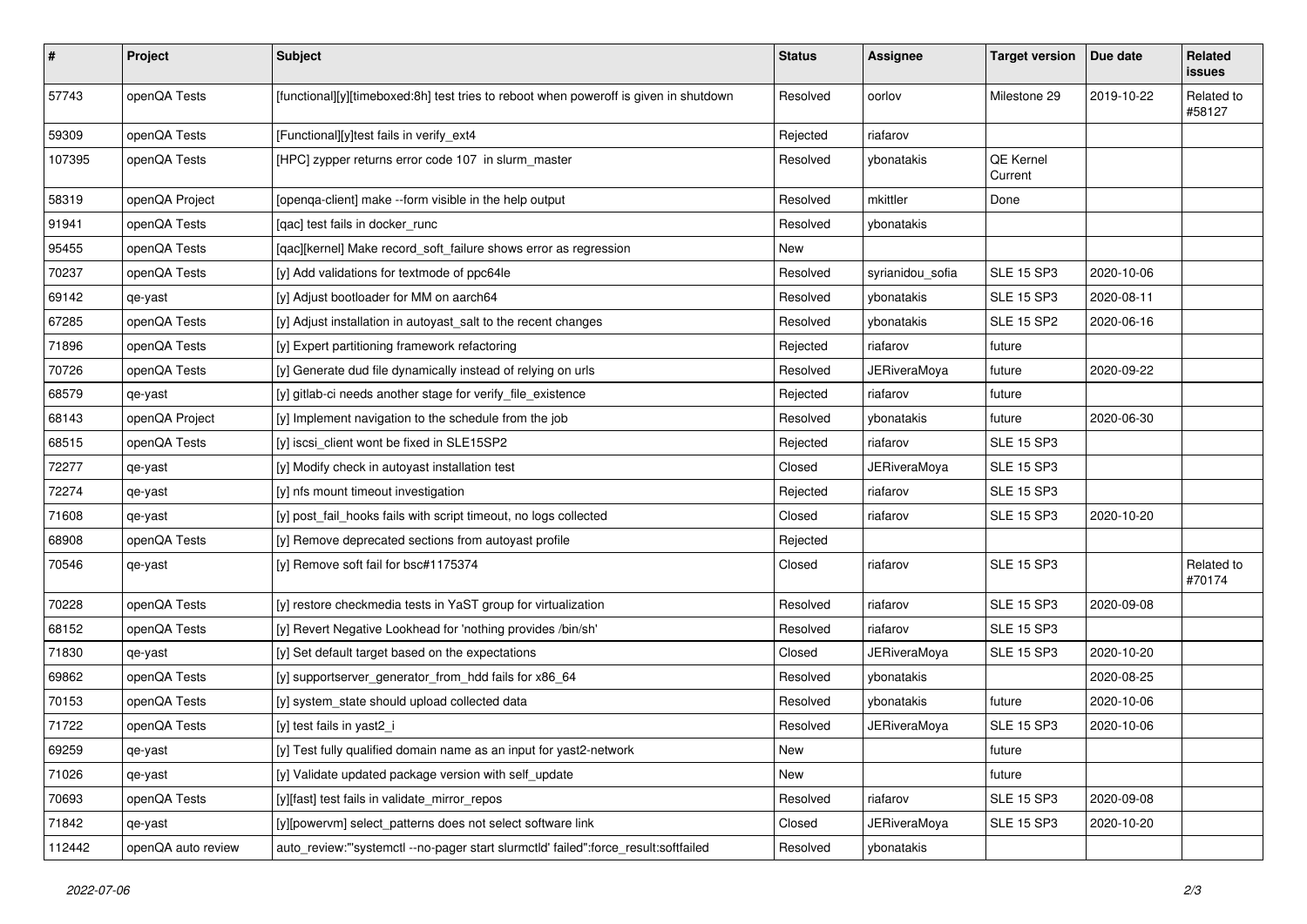| # | Project | Subject | Status | Assignee | Target version | Due date | Related issues |
|---|---|---|---|---|---|---|---|
| 57743 | openQA Tests | [functional][y][timeboxed:8h] test tries to reboot when poweroff is given in shutdown | Resolved | oorlov | Milestone 29 | 2019-10-22 | Related to #58127 |
| 59309 | openQA Tests | [Functional][y]test fails in verify_ext4 | Rejected | riafarov | | | |
| 107395 | openQA Tests | [HPC] zypper returns error code 107 in slurm_master | Resolved | ybonatakis | QE Kernel Current | | |
| 58319 | openQA Project | [openqa-client] make --form visible in the help output | Resolved | mkittler | Done | | |
| 91941 | openQA Tests | [qac] test fails in docker_runc | Resolved | ybonatakis | | | |
| 95455 | openQA Tests | [qac][kernel] Make record_soft_failure shows error as regression | New | | | | |
| 70237 | openQA Tests | [y] Add validations for textmode of ppc64le | Resolved | syrianidou_sofia | SLE 15 SP3 | 2020-10-06 | |
| 69142 | qe-yast | [y] Adjust bootloader for MM on aarch64 | Resolved | ybonatakis | SLE 15 SP3 | 2020-08-11 | |
| 67285 | openQA Tests | [y] Adjust installation in autoyast_salt to the recent changes | Resolved | ybonatakis | SLE 15 SP2 | 2020-06-16 | |
| 71896 | openQA Tests | [y] Expert partitioning framework refactoring | Rejected | riafarov | future | | |
| 70726 | openQA Tests | [y] Generate dud file dynamically instead of relying on urls | Resolved | JERiveraMoya | future | 2020-09-22 | |
| 68579 | qe-yast | [y] gitlab-ci needs another stage for verify_file_existence | Rejected | riafarov | future | | |
| 68143 | openQA Project | [y] Implement navigation to the schedule from the job | Resolved | ybonatakis | future | 2020-06-30 | |
| 68515 | openQA Tests | [y] iscsi_client wont be fixed in SLE15SP2 | Rejected | riafarov | SLE 15 SP3 | | |
| 72277 | qe-yast | [y] Modify check in autoyast installation test | Closed | JERiveraMoya | SLE 15 SP3 | | |
| 72274 | qe-yast | [y] nfs mount timeout investigation | Rejected | riafarov | SLE 15 SP3 | | |
| 71608 | qe-yast | [y] post_fail_hooks fails with script timeout, no logs collected | Closed | riafarov | SLE 15 SP3 | 2020-10-20 | |
| 68908 | openQA Tests | [y] Remove deprecated sections from autoyast profile | Rejected | | | | |
| 70546 | qe-yast | [y] Remove soft fail for bsc#1175374 | Closed | riafarov | SLE 15 SP3 | | Related to #70174 |
| 70228 | openQA Tests | [y] restore checkmedia tests in YaST group for virtualization | Resolved | riafarov | SLE 15 SP3 | 2020-09-08 | |
| 68152 | openQA Tests | [y] Revert Negative Lookhead for 'nothing provides /bin/sh' | Resolved | riafarov | SLE 15 SP3 | | |
| 71830 | qe-yast | [y] Set default target based on the expectations | Closed | JERiveraMoya | SLE 15 SP3 | 2020-10-20 | |
| 69862 | openQA Tests | [y] supportserver_generator_from_hdd fails for x86_64 | Resolved | ybonatakis | | 2020-08-25 | |
| 70153 | openQA Tests | [y] system_state should upload collected data | Resolved | ybonatakis | future | 2020-10-06 | |
| 71722 | openQA Tests | [y] test fails in yast2_i | Resolved | JERiveraMoya | SLE 15 SP3 | 2020-10-06 | |
| 69259 | qe-yast | [y] Test fully qualified domain name as an input for yast2-network | New | | future | | |
| 71026 | qe-yast | [y] Validate updated package version with self_update | New | | future | | |
| 70693 | openQA Tests | [y][fast] test fails in validate_mirror_repos | Resolved | riafarov | SLE 15 SP3 | 2020-09-08 | |
| 71842 | qe-yast | [y][powervm] select_patterns does not select software link | Closed | JERiveraMoya | SLE 15 SP3 | 2020-10-20 | |
| 112442 | openQA auto review | auto_review:"'systemctl --no-pager start slurmctld' failed":force_result:softfailed | Resolved | ybonatakis | | | |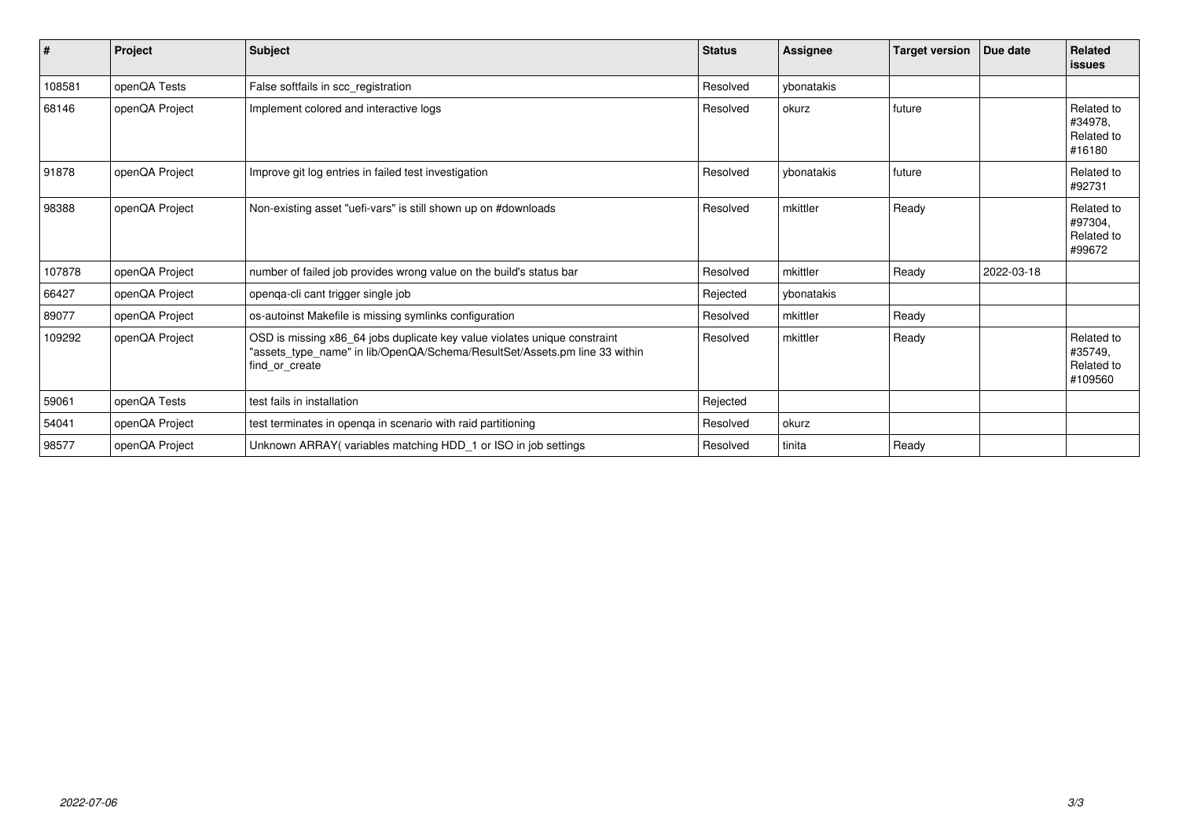| # | Project | Subject | Status | Assignee | Target version | Due date | Related issues |
| --- | --- | --- | --- | --- | --- | --- | --- |
| 108581 | openQA Tests | False softfails in scc_registration | Resolved | ybonatakis | | | |
| 68146 | openQA Project | Implement colored and interactive logs | Resolved | okurz | future | | Related to #34978, Related to #16180 |
| 91878 | openQA Project | Improve git log entries in failed test investigation | Resolved | ybonatakis | future | | Related to #92731 |
| 98388 | openQA Project | Non-existing asset "uefi-vars" is still shown up on #downloads | Resolved | mkittler | Ready | | Related to #97304, Related to #99672 |
| 107878 | openQA Project | number of failed job provides wrong value on the build's status bar | Resolved | mkittler | Ready | 2022-03-18 | |
| 66427 | openQA Project | openqa-cli cant trigger single job | Rejected | ybonatakis | | | |
| 89077 | openQA Project | os-autoinst Makefile is missing symlinks configuration | Resolved | mkittler | Ready | | |
| 109292 | openQA Project | OSD is missing x86_64 jobs duplicate key value violates unique constraint "assets_type_name" in lib/OpenQA/Schema/ResultSet/Assets.pm line 33 within find_or_create | Resolved | mkittler | Ready | | Related to #35749, Related to #109560 |
| 59061 | openQA Tests | test fails in installation | Rejected | | | | |
| 54041 | openQA Project | test terminates in openqa in scenario with raid partitioning | Resolved | okurz | | | |
| 98577 | openQA Project | Unknown ARRAY( variables matching HDD_1 or ISO in job settings | Resolved | tinita | Ready | | |